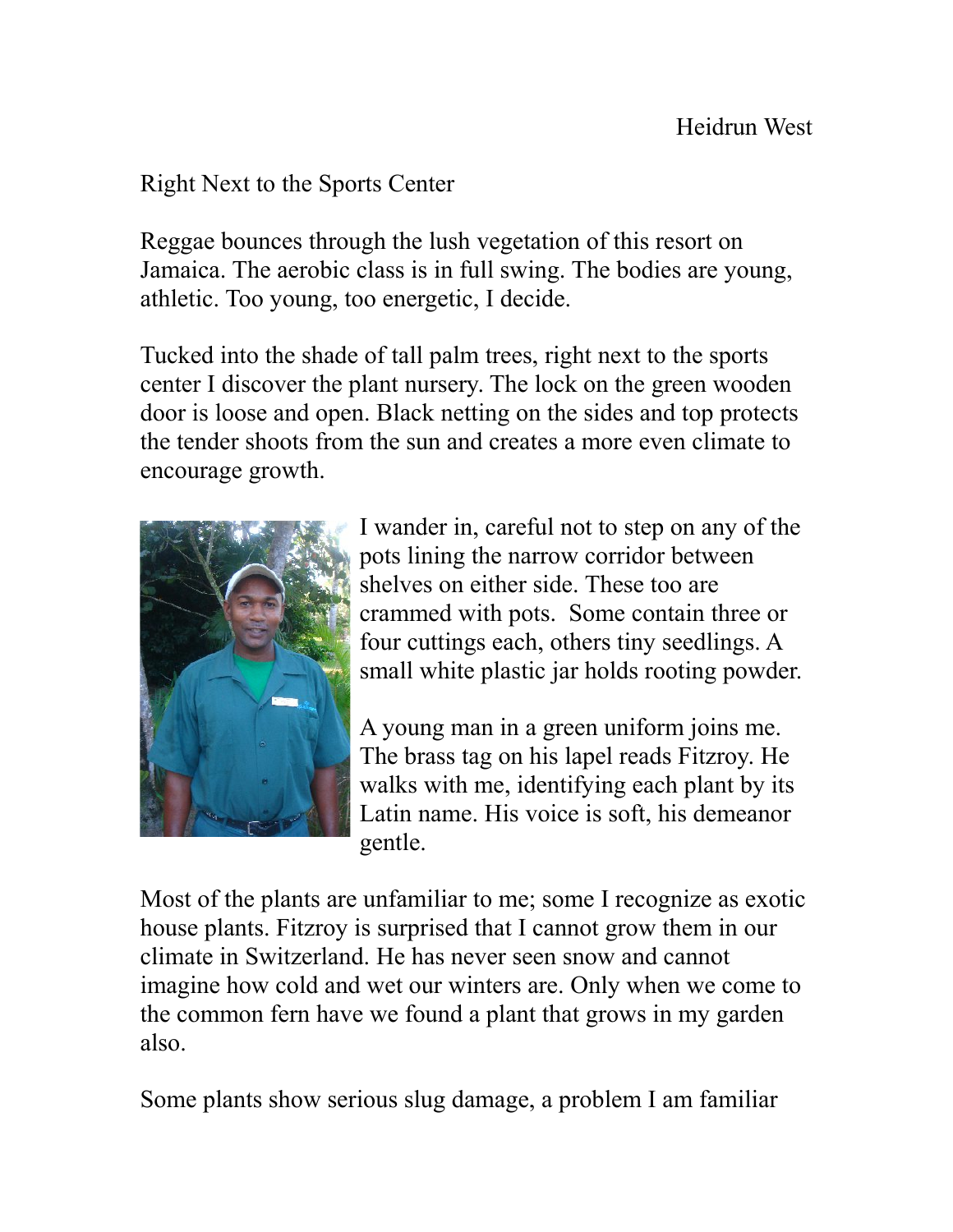Heidrun West

# Right Next to the Sports Center

Reggae bounces through the lush vegetation of this resort on Jamaica. The aerobic class is in full swing. The bodies are young, athletic. Too young, too energetic, I decide.

Tucked into the shade of tall palm trees, right next to the sports center I discover the plant nursery. The lock on the green wooden door is loose and open. Black netting on the sides and top protects the tender shoots from the sun and creates a more even climate to encourage growth.

I wander in, careful not to step on any of the pots lining the narrow corridor between shelves on either side. These too are crammed with pots. Some contain three or four cuttings each, others tiny seedlings. A small white plastic jar holds rooting powder.

A young man in a green uniform joins me. The brass tag on his lapel reads Fitzroy. He walks with me, identifying each plant by its Latin name. His voice is soft, his demeanor gentle.

Most of the plants are unfamiliar to me; some I recognize as exotic house plants. Fitzroy is surprised that I cannot grow them in our climate in Switzerland. He has never seen snow and cannot imagine how cold and wet our winters are. Only when we come to the common fern have we found a plant that grows in my garden also.

Some plants show serious slug damage, a problem I am familiar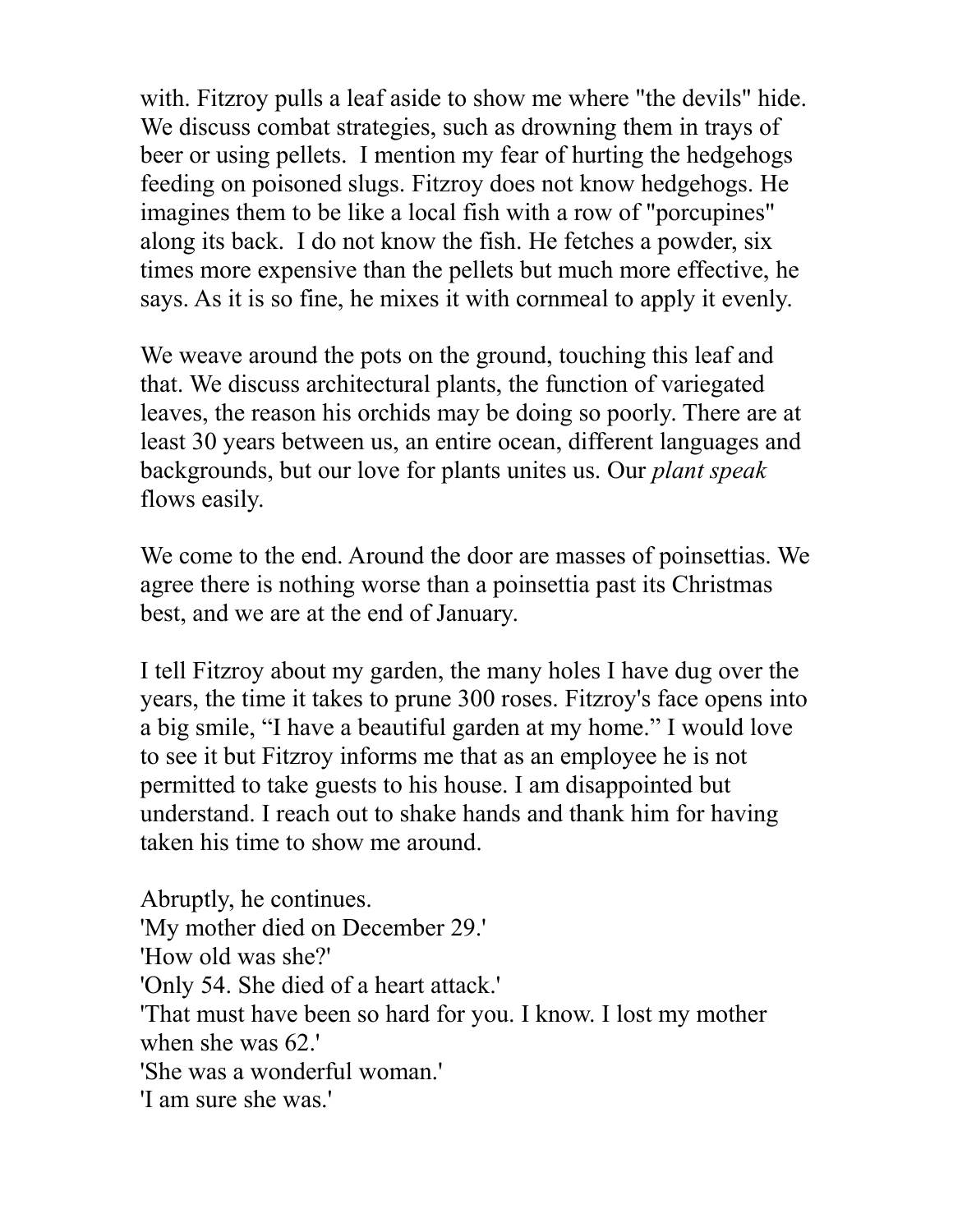with. Fitzroy pulls a leaf aside to show me where "the devils" hide. We discuss combat strategies, such as drowning them in trays of beer or using pellets. I mention my fear of hurting the hedgehogs feeding on poisoned slugs. Fitzroy does not know hedgehogs. He imagines them to be like a local fish with a row of "porcupines" along its back. I do not know the fish. He fetches a powder, six times more expensive than the pellets but much more effective, he says. As it is so fine, he mixes it with cornmeal to apply it evenly.

We weave around the pots on the ground, touching this leaf and that. We discuss architectural plants, the function of variegated leaves, the reason his orchids may be doing so poorly. There are at least 30 years between us, an entire ocean, different languages and backgrounds, but our love for plants unites us. Our *plant speak* flows easily.

We come to the end. Around the door are masses of poinsettias. We agree there is nothing worse than a poinsettia past its Christmas best, and we are at the end of January.

I tell Fitzroy about my garden, the many holes I have dug over the years, the time it takes to prune 300 roses. Fitzroy's face opens into a big smile, "I have a beautiful garden at my home." I would love to see it but Fitzroy informs me that as an employee he is not permitted to take guests to his house. I am disappointed but understand. I reach out to shake hands and thank him for having taken his time to show me around.

Abruptly, he continues.
'My mother died on December 29.'
'How old was she?'
'Only 54. She died of a heart attack.'
'That must have been so hard for you. I know. I lost my mother when she was 62.'
'She was a wonderful woman.'
'I am sure she was.'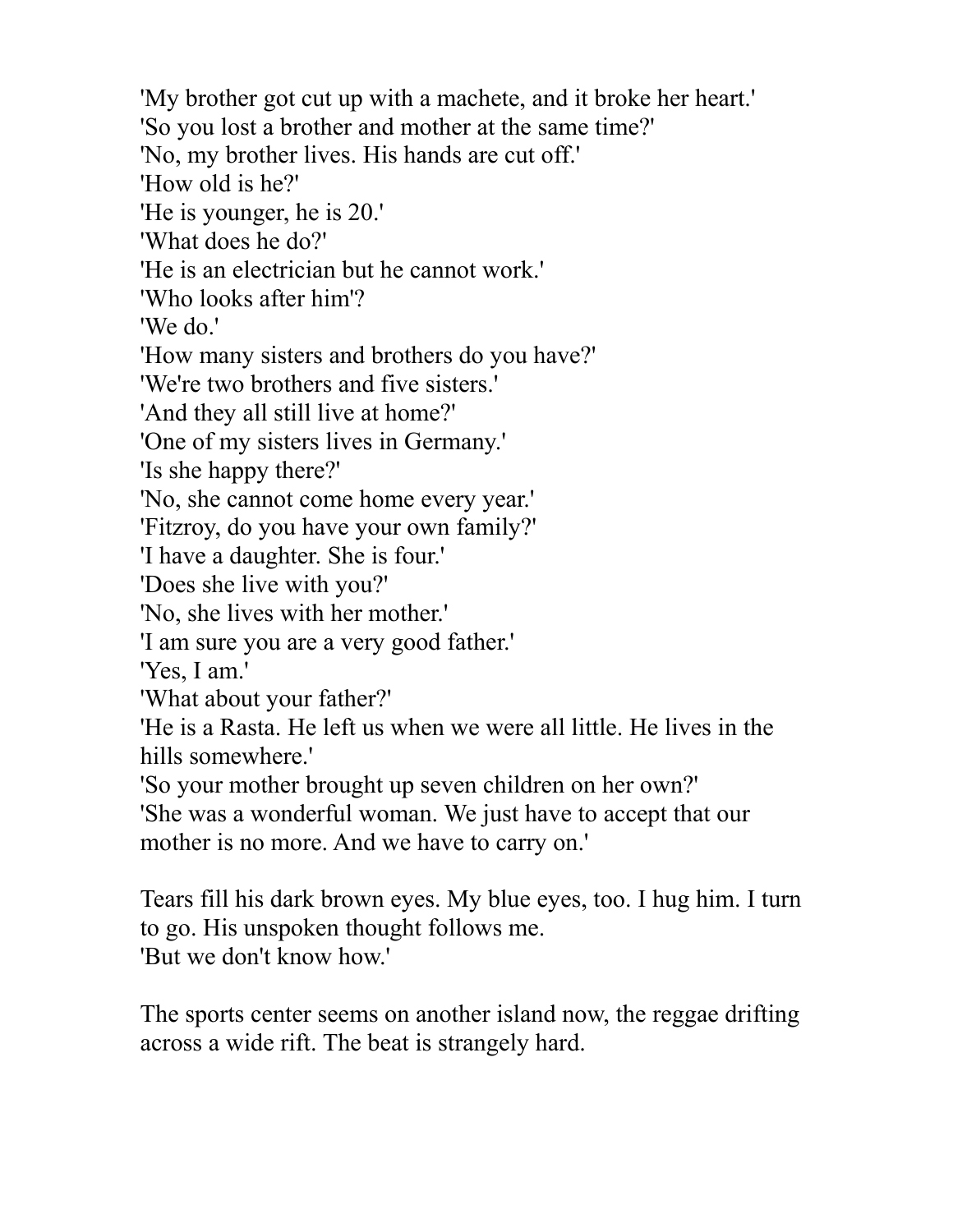'My brother got cut up with a machete, and it broke her heart.'
'So you lost a brother and mother at the same time?'
'No, my brother lives. His hands are cut off.'
'How old is he?'
'He is younger, he is 20.'
'What does he do?'
'He is an electrician but he cannot work.'
'Who looks after him'?
'We do.'
'How many sisters and brothers do you have?'
'We're two brothers and five sisters.'
'And they all still live at home?'
'One of my sisters lives in Germany.'
'Is she happy there?'
'No, she cannot come home every year.'
'Fitzroy, do you have your own family?'
'I have a daughter. She is four.'
'Does she live with you?'
'No, she lives with her mother.'
'I am sure you are a very good father.'
'Yes, I am.'
'What about your father?'
'He is a Rasta. He left us when we were all little. He lives in the hills somewhere.'
'So your mother brought up seven children on her own?'
'She was a wonderful woman. We just have to accept that our mother is no more. And we have to carry on.'

Tears fill his dark brown eyes. My blue eyes, too. I hug him. I turn to go. His unspoken thought follows me.
'But we don't know how.'

The sports center seems on another island now, the reggae drifting across a wide rift. The beat is strangely hard.